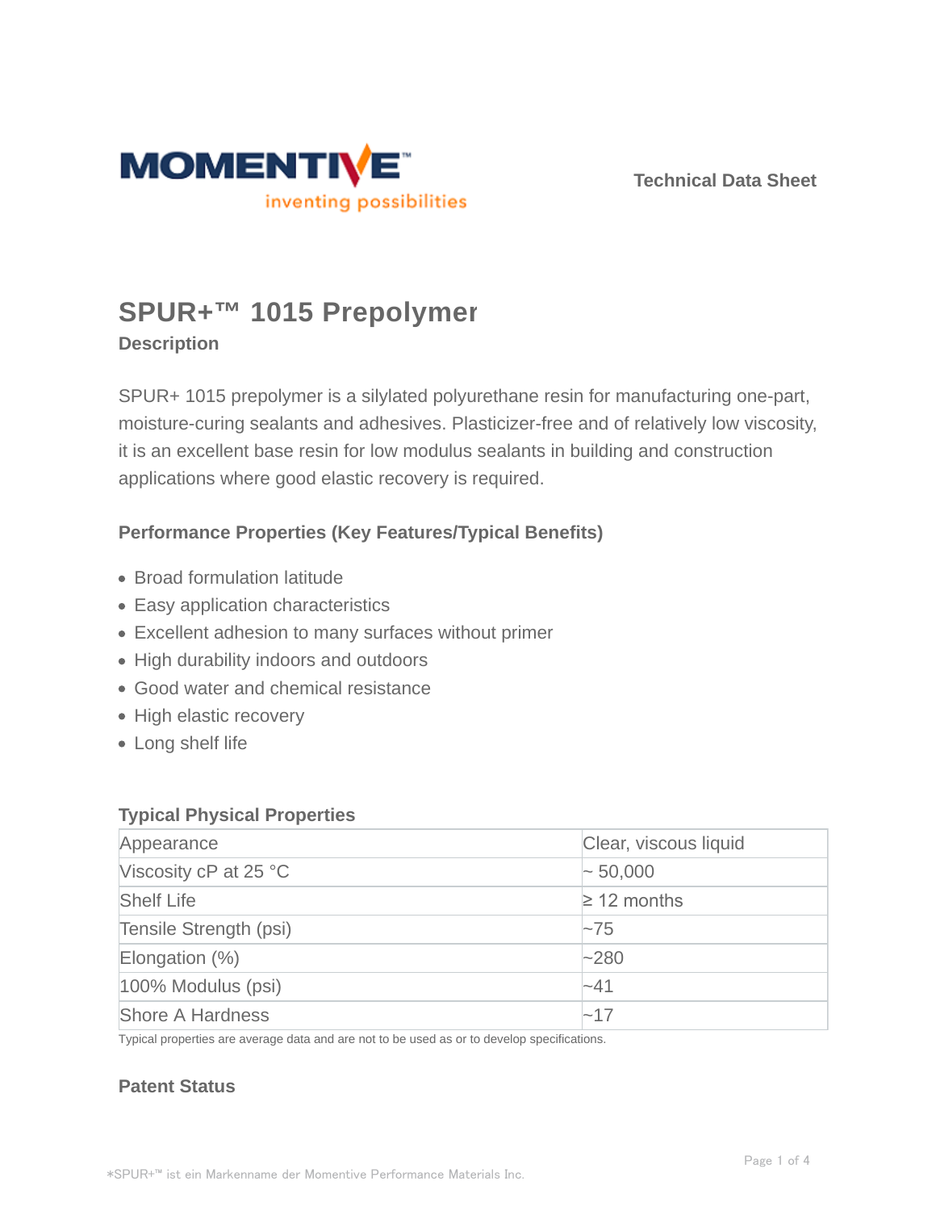Technical Data Sheet

# SPUR+™ 1015 Prepolymer

## Description

SPUR+ 1015 prepolymer is a silylated polyurethane resin for manufacturing one-part, moisture-curing sealants and adhesives. Plasticizer-free and of relatively low viscosity, it is an excellent base resin for low modulus sealants in building and construction applications where good elastic recovery is required.

### Performance Properties (Key Features/Typical Benefits)

- Broad formulation latitude
- Easy application characteristics
- Excellent adhesion to many surfaces without primer
- High durability indoors and outdoors
- Good water and chemical resistance
- High elastic recovery
- Long shelf life

### Typical Physical Properties

| Property | Value |
|---|---|
| Appearance | Clear, viscous liquid |
| Viscosity cP at 25 °C | ~ 50,000 |
| Shelf Life | ≥ 12 months |
| Tensile Strength (psi) | ~75 |
| Elongation (%) | ~280 |
| 100% Modulus (psi) | ~41 |
| Shore A Hardness | ~17 |

Typical properties are average data and are not to be used as or to develop specifications.

### Patent Status

*SPUR+™ ist ein Markenname der Momentive Performance Materials Inc.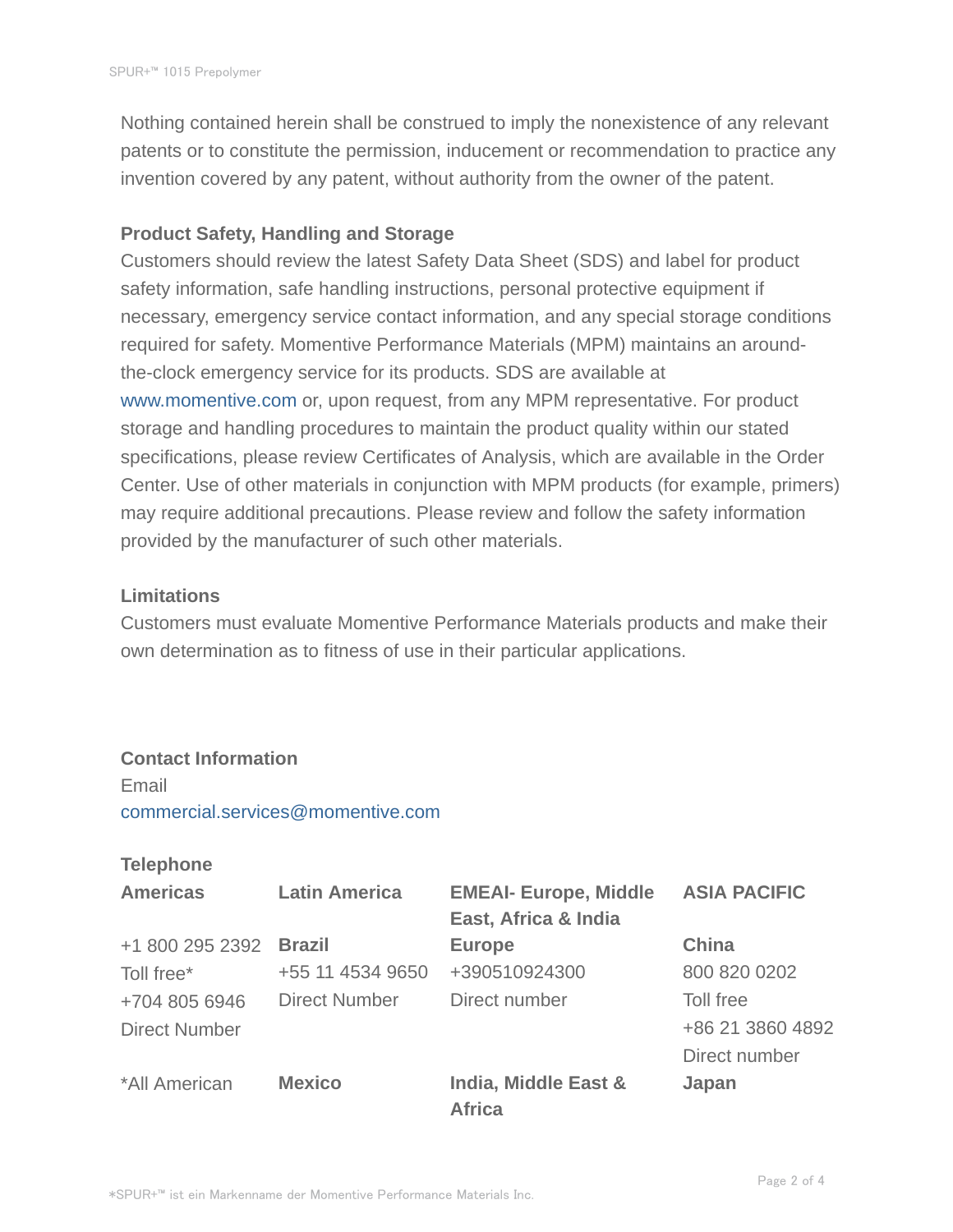Nothing contained herein shall be construed to imply the nonexistence of any relevant patents or to constitute the permission, inducement or recommendation to practice any invention covered by any patent, without authority from the owner of the patent.

**Product Safety, Handling and Storage**

Customers should review the latest Safety Data Sheet (SDS) and label for product safety information, safe handling instructions, personal protective equipment if necessary, emergency service contact information, and any special storage conditions required for safety. Momentive Performance Materials (MPM) maintains an around-the-clock emergency service for its products. SDS are available at www.momentive.com or, upon request, from any MPM representative. For product storage and handling procedures to maintain the product quality within our stated specifications, please review Certificates of Analysis, which are available in the Order Center. Use of other materials in conjunction with MPM products (for example, primers) may require additional precautions. Please review and follow the safety information provided by the manufacturer of such other materials.

**Limitations**

Customers must evaluate Momentive Performance Materials products and make their own determination as to fitness of use in their particular applications.

**Contact Information**

Email

commercial.services@momentive.com

**Telephone**

| **Americas** | **Latin America** | **EMEAI- Europe, Middle East, Africa & India** | **ASIA PACIFIC** |
|---|---|---|---|
| +1 800 295 2392 Toll free* +704 805 6946 Direct Number | **Brazil** +55 11 4534 9650 Direct Number | **Europe** +390510924300 Direct number | **China** 800 820 0202 Toll free +86 21 3860 4892 Direct number |
| *All American | **Mexico** | **India, Middle East & Africa** | **Japan** |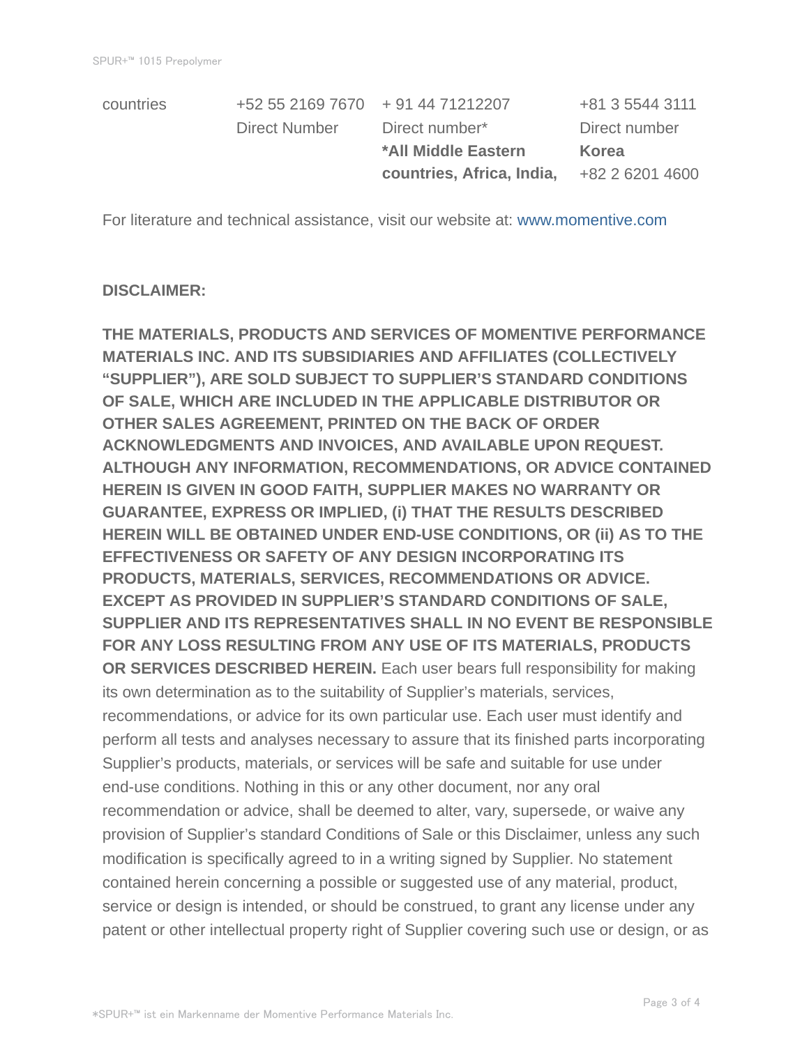| countries | +52 55 2169 7670 | + 91 44 71212207 | +81 3 5544 3111 |
| --- | --- | --- | --- |
| | Direct Number | Direct number* | Direct number |
| | | **\*All Middle Eastern countries, Africa, India,** | **Korea** |
| | | | +82 2 6201 4600 |

For literature and technical assistance, visit our website at: www.momentive.com

**DISCLAIMER:**

**THE MATERIALS, PRODUCTS AND SERVICES OF MOMENTIVE PERFORMANCE MATERIALS INC. AND ITS SUBSIDIARIES AND AFFILIATES (COLLECTIVELY "SUPPLIER"), ARE SOLD SUBJECT TO SUPPLIER'S STANDARD CONDITIONS OF SALE, WHICH ARE INCLUDED IN THE APPLICABLE DISTRIBUTOR OR OTHER SALES AGREEMENT, PRINTED ON THE BACK OF ORDER ACKNOWLEDGMENTS AND INVOICES, AND AVAILABLE UPON REQUEST. ALTHOUGH ANY INFORMATION, RECOMMENDATIONS, OR ADVICE CONTAINED HEREIN IS GIVEN IN GOOD FAITH, SUPPLIER MAKES NO WARRANTY OR GUARANTEE, EXPRESS OR IMPLIED, (i) THAT THE RESULTS DESCRIBED HEREIN WILL BE OBTAINED UNDER END-USE CONDITIONS, OR (ii) AS TO THE EFFECTIVENESS OR SAFETY OF ANY DESIGN INCORPORATING ITS PRODUCTS, MATERIALS, SERVICES, RECOMMENDATIONS OR ADVICE. EXCEPT AS PROVIDED IN SUPPLIER'S STANDARD CONDITIONS OF SALE, SUPPLIER AND ITS REPRESENTATIVES SHALL IN NO EVENT BE RESPONSIBLE FOR ANY LOSS RESULTING FROM ANY USE OF ITS MATERIALS, PRODUCTS OR SERVICES DESCRIBED HEREIN.** Each user bears full responsibility for making its own determination as to the suitability of Supplier's materials, services, recommendations, or advice for its own particular use. Each user must identify and perform all tests and analyses necessary to assure that its finished parts incorporating Supplier's products, materials, or services will be safe and suitable for use under end-use conditions. Nothing in this or any other document, nor any oral recommendation or advice, shall be deemed to alter, vary, supersede, or waive any provision of Supplier's standard Conditions of Sale or this Disclaimer, unless any such modification is specifically agreed to in a writing signed by Supplier. No statement contained herein concerning a possible or suggested use of any material, product, service or design is intended, or should be construed, to grant any license under any patent or other intellectual property right of Supplier covering such use or design, or as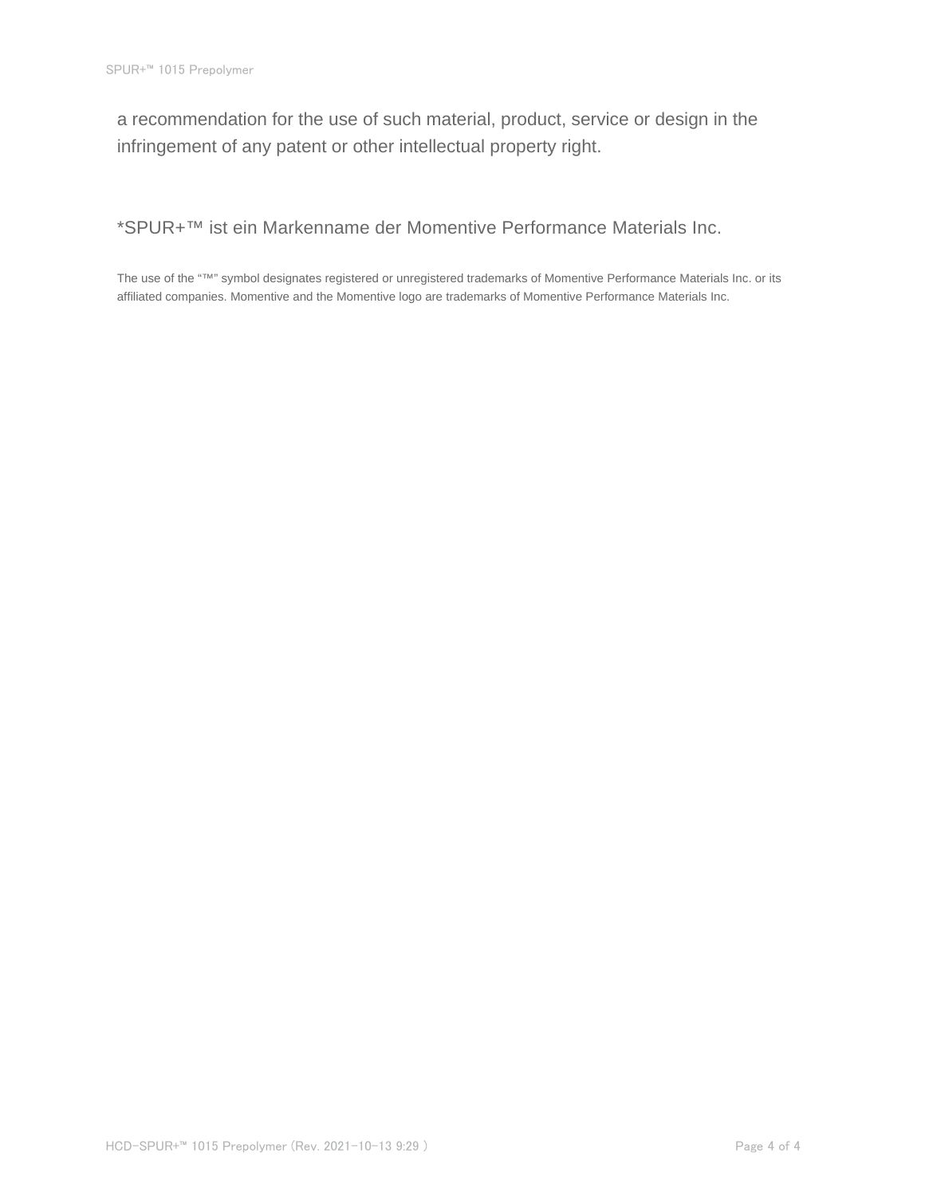a recommendation for the use of such material, product, service or design in the infringement of any patent or other intellectual property right.

*SPUR+™ ist ein Markenname der Momentive Performance Materials Inc.

The use of the "™" symbol designates registered or unregistered trademarks of Momentive Performance Materials Inc. or its affiliated companies. Momentive and the Momentive logo are trademarks of Momentive Performance Materials Inc.